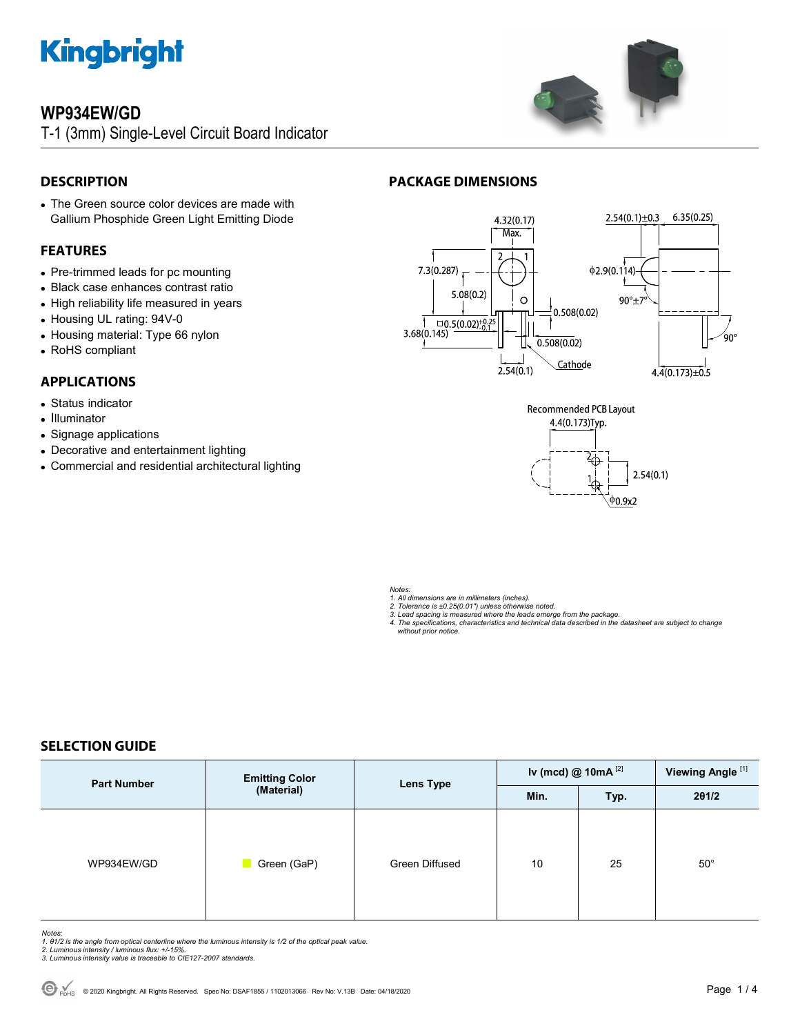# WP934EW/GD

T-1 (3mm) Single-Level Circuit Board Indicator

## DESCRIPTION

- The Green source color devices are made with Gallium Phosphide Green Light Emitting Diode

## FEATURES

- Pre-trimmed leads for pc mounting
- Black case enhances contrast ratio
- High reliability life measured in years
- Housing UL rating: 94V-0
- Housing material: Type 66 nylon
- RoHS compliant

## APPLICATIONS

- Status indicator
- Illuminator
- Signage applications
- Decorative and entertainment lighting
- Commercial and residential architectural lighting

## PACKAGE DIMENSIONS

Notes:
1. All dimensions are in millimeters (inches).
2. Tolerance is ±0.25(0.01") unless otherwise noted.
3. Lead spacing is measured where the leads emerge from the package.
4. The specifications, characteristics and technical data described in the datasheet are subject to change without prior notice.

## SELECTION GUIDE

| Part Number | Emitting Color (Material) | Lens Type | Iv (mcd) @ 10mA [2] | | Viewing Angle [1] |
|---|---|---|---|---|---|
| | | | Min. | Typ. | 2θ1/2 |
| WP934EW/GD | Green (GaP) | Green Diffused | 10 | 25 | 50° |

Notes:
1. θ1/2 is the angle from optical centerline where the luminous intensity is 1/2 of the optical peak value.
2. Luminous intensity / luminous flux: +/-15%.
3. Luminous intensity value is traceable to CIE127-2007 standards.

© 2020 Kingbright. All Rights Reserved. Spec No: DSAF1855 / 1102013066 Rev No: V.13B Date: 04/18/2020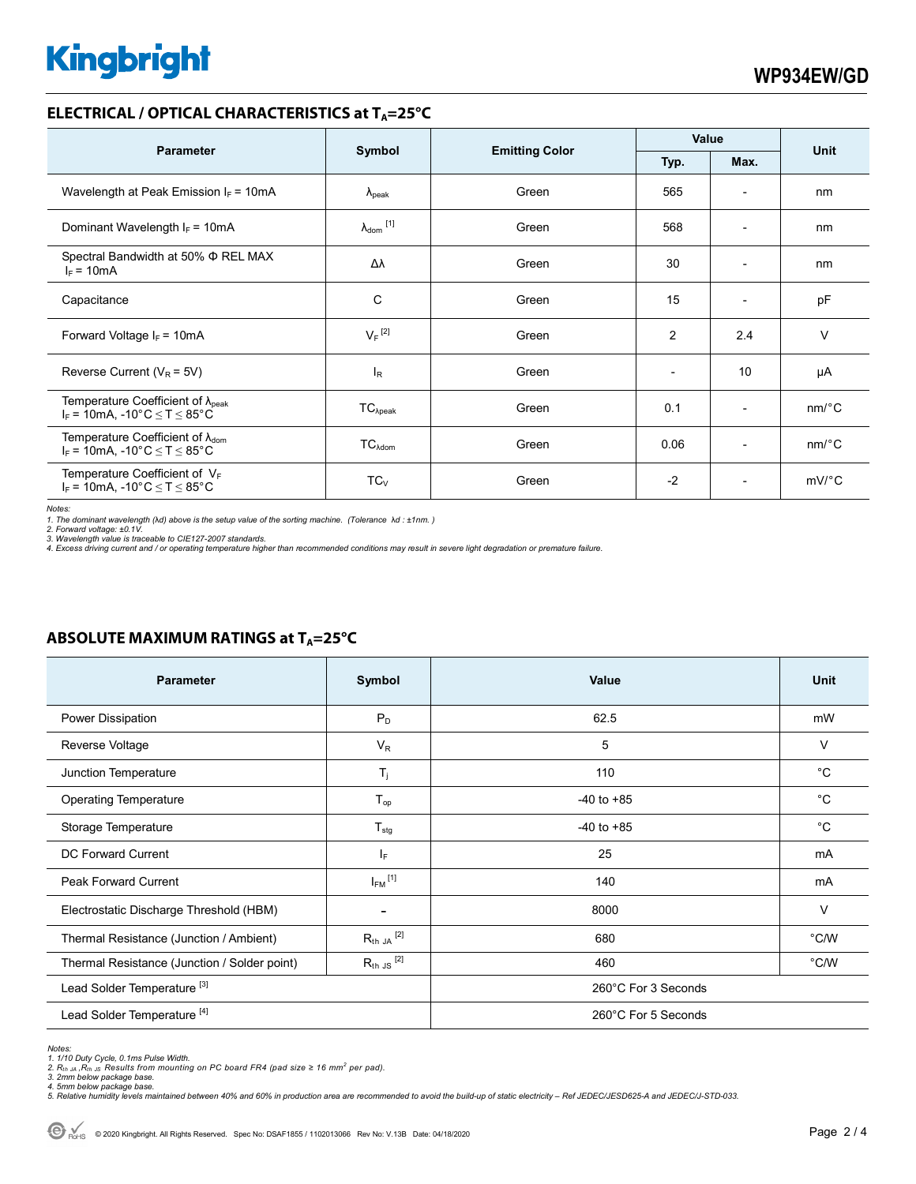## ELECTRICAL / OPTICAL CHARACTERISTICS at $T_A$=25°C

| Parameter | Symbol | Emitting Color | Value | | Unit |
|---|---|---|---|---|---|
| | | | Typ. | Max. | |
| Wavelength at Peak Emission $I_F$ = 10mA | $\lambda_{peak}$ | Green | 565 | - | nm |
| Dominant Wavelength $I_F$ = 10mA | $\lambda_{dom}$ [1] | Green | 568 | - | nm |
| Spectral Bandwidth at 50% Φ REL MAX $I_F$ = 10mA | Δλ | Green | 30 | - | nm |
| Capacitance | C | Green | 15 | - | pF |
| Forward Voltage $I_F$ = 10mA | $V_F$ [2] | Green | 2 | 2.4 | V |
| Reverse Current ($V_R$ = 5V) | $I_R$ | Green | - | 10 | μA |
| Temperature Coefficient of $\lambda_{peak}$ $I_F$ = 10mA, -10°C ≤ T ≤ 85°C | $TC_{\lambda peak}$ | Green | 0.1 | - | nm/°C |
| Temperature Coefficient of $\lambda_{dom}$ $I_F$ = 10mA, -10°C ≤ T ≤ 85°C | $TC_{\lambda dom}$ | Green | 0.06 | - | nm/°C |
| Temperature Coefficient of $V_F$ $I_F$ = 10mA, -10°C ≤ T ≤ 85°C | $TC_V$ | Green | -2 | - | mV/°C |

*Notes:*
*1. The dominant wavelength (λd) above is the setup value of the sorting machine. (Tolerance λd : ±1nm. )*
*2. Forward voltage: ±0.1V.*
*3. Wavelength value is traceable to CIE127-2007 standards.*
*4. Excess driving current and / or operating temperature higher than recommended conditions may result in severe light degradation or premature failure.*

## ABSOLUTE MAXIMUM RATINGS at $T_A$=25°C

| Parameter | Symbol | Value | Unit |
|---|---|---|---|
| Power Dissipation | $P_D$ | 62.5 | mW |
| Reverse Voltage | $V_R$ | 5 | V |
| Junction Temperature | $T_j$ | 110 | °C |
| Operating Temperature | $T_{op}$ | -40 to +85 | °C |
| Storage Temperature | $T_{stg}$ | -40 to +85 | °C |
| DC Forward Current | $I_F$ | 25 | mA |
| Peak Forward Current | $I_{FM}$ [1] | 140 | mA |
| Electrostatic Discharge Threshold (HBM) | - | 8000 | V |
| Thermal Resistance (Junction / Ambient) | $R_{th\ JA}$ [2] | 680 | °C/W |
| Thermal Resistance (Junction / Solder point) | $R_{th\ JS}$ [2] | 460 | °C/W |
| Lead Solder Temperature [3] | | 260°C For 3 Seconds | |
| Lead Solder Temperature [4] | | 260°C For 5 Seconds | |

*Notes:*
*1. 1/10 Duty Cycle, 0.1ms Pulse Width.*
*2. $R_{th\ JA}$ ,$R_{th\ JS}$ Results from mounting on PC board FR4 (pad size ≥ 16 $mm^2$ per pad).*
*3. 2mm below package base.*
*4. 5mm below package base.*
*5. Relative humidity levels maintained between 40% and 60% in production area are recommended to avoid the build-up of static electricity – Ref JEDEC/JESD625-A and JEDEC/J-STD-033.*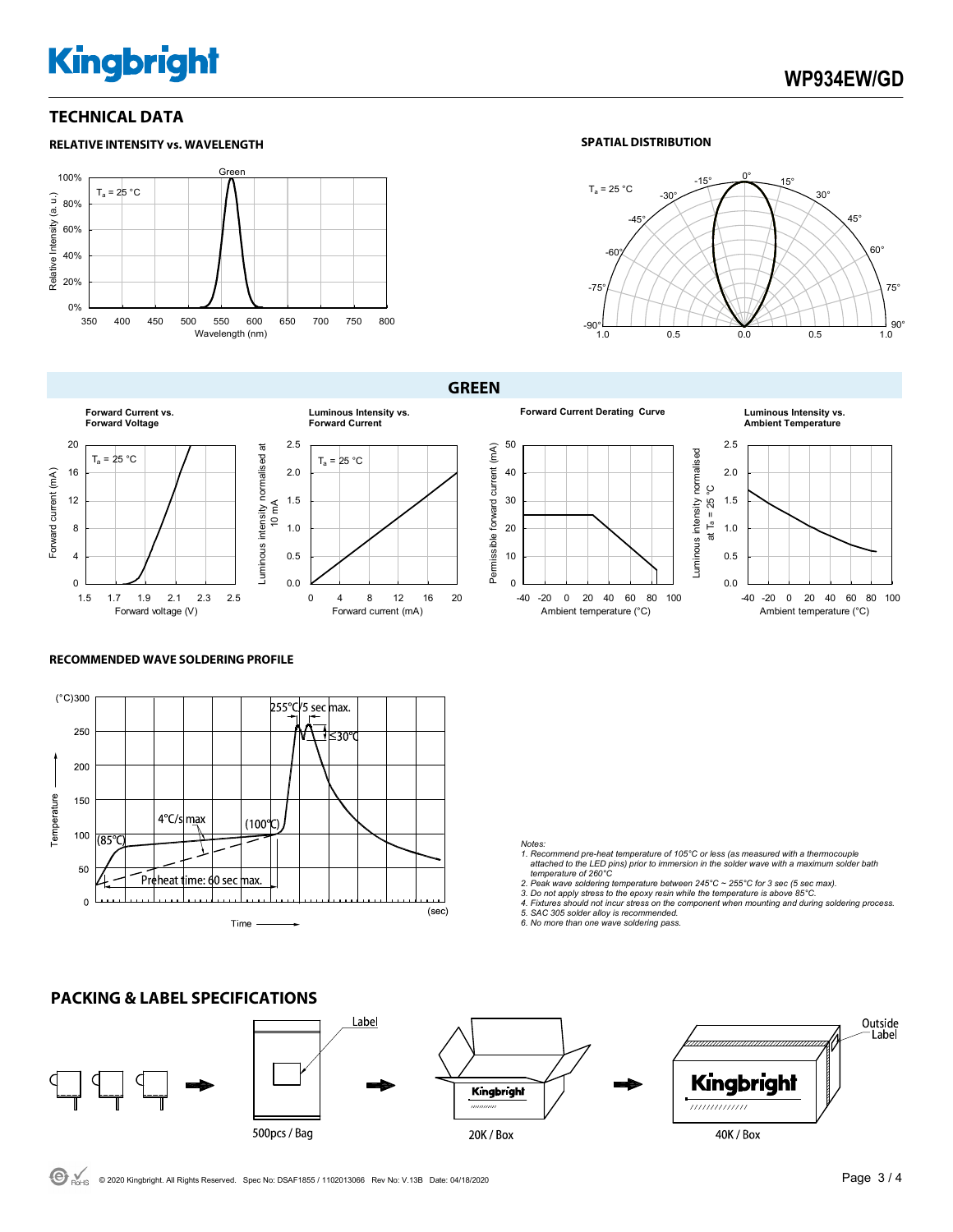## TECHNICAL DATA

### RELATIVE INTENSITY vs. WAVELENGTH

$T_a$ = 25 °C

Green

Relative Intensity (a. u.)

Wavelength (nm)

### SPATIAL DISTRIBUTION

$T_a$ = 25 °C

## GREEN

**Forward Current vs. Forward Voltage**

$T_a$ = 25 °C

Forward current (mA)

Forward voltage (V)

**Luminous Intensity vs. Forward Current**

$T_a$ = 25 °C

Luminous intensity normalised at 10 mA

Forward current (mA)

**Forward Current Derating Curve**

Permissible forward current (mA)

Ambient temperature (°C)

**Luminous Intensity vs. Ambient Temperature**

Luminous intensity normalised at $T_a$ = 25 °C

Ambient temperature (°C)

### RECOMMENDED WAVE SOLDERING PROFILE

255°C/5 sec max.

≤30°C

4°C/s max

(100°C)

(85°C)

Preheat time: 60 sec max.

Temperature (°C)

Time (sec)

*Notes:*
1. *Recommend pre-heat temperature of 105°C or less (as measured with a thermocouple attached to the LED pins) prior to immersion in the solder wave with a maximum solder bath temperature of 260°C*
2. *Peak wave soldering temperature between 245°C ~ 255°C for 3 sec (5 sec max).*
3. *Do not apply stress to the epoxy resin while the temperature is above 85°C.*
4. *Fixtures should not incur stress on the component when mounting and during soldering process.*
5. *SAC 305 solder alloy is recommended.*
6. *No more than one wave soldering pass.*

## PACKING & LABEL SPECIFICATIONS

Label

500pcs / Bag

20K / Box

Outside Label

40K / Box

© 2020 Kingbright. All Rights Reserved. Spec No: DSAF1855 / 1102013066 Rev No: V.13B Date: 04/18/2020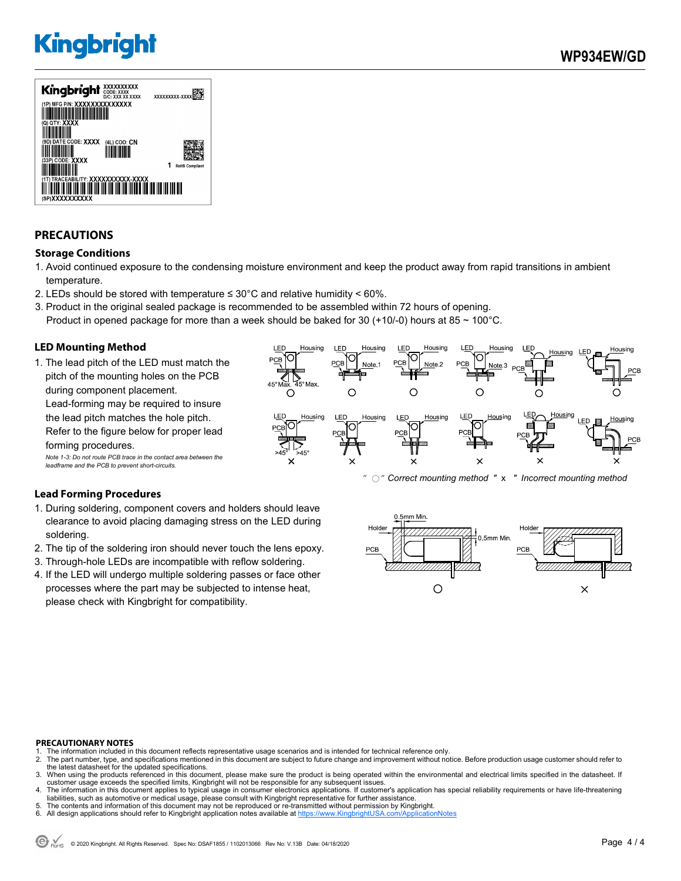# PRECAUTIONS

## Storage Conditions

1. Avoid continued exposure to the condensing moisture environment and keep the product away from rapid transitions in ambient temperature.
2. LEDs should be stored with temperature ≤ 30°C and relative humidity < 60%.
3. Product in the original sealed package is recommended to be assembled within 72 hours of opening.
   Product in opened package for more than a week should be baked for 30 (+10/-0) hours at 85 ~ 100°C.

## LED Mounting Method

1. The lead pitch of the LED must match the pitch of the mounting holes on the PCB during component placement.
   Lead-forming may be required to insure the lead pitch matches the hole pitch.
   Refer to the figure below for proper lead forming procedures.

*Note 1-3: Do not route PCB trace in the contact area between the leadframe and the PCB to prevent short-circuits.*

" ○ " Correct mounting method " x " Incorrect mounting method

## Lead Forming Procedures

1. During soldering, component covers and holders should leave clearance to avoid placing damaging stress on the LED during soldering.
2. The tip of the soldering iron should never touch the lens epoxy.
3. Through-hole LEDs are incompatible with reflow soldering.
4. If the LED will undergo multiple soldering passes or face other processes where the part may be subjected to intense heat, please check with Kingbright for compatibility.

### PRECAUTIONARY NOTES

1. The information included in this document reflects representative usage scenarios and is intended for technical reference only.
2. The part number, type, and specifications mentioned in this document are subject to future change and improvement without notice. Before production usage customer should refer to the latest datasheet for the updated specifications.
3. When using the products referenced in this document, please make sure the product is being operated within the environmental and electrical limits specified in the datasheet. If customer usage exceeds the specified limits, Kingbright will not be responsible for any subsequent issues.
4. The information in this document applies to typical usage in consumer electronics applications. If customer's application has special reliability requirements or have life-threatening liabilities, such as automotive or medical usage, please consult with Kingbright representative for further assistance.
5. The contents and information of this document may not be reproduced or re-transmitted without permission by Kingbright.
6. All design applications should refer to Kingbright application notes available at https://www.KingbrightUSA.com/ApplicationNotes

© 2020 Kingbright. All Rights Reserved. Spec No: DSAF1855 / 1102013066 Rev No: V.13B Date: 04/18/2020